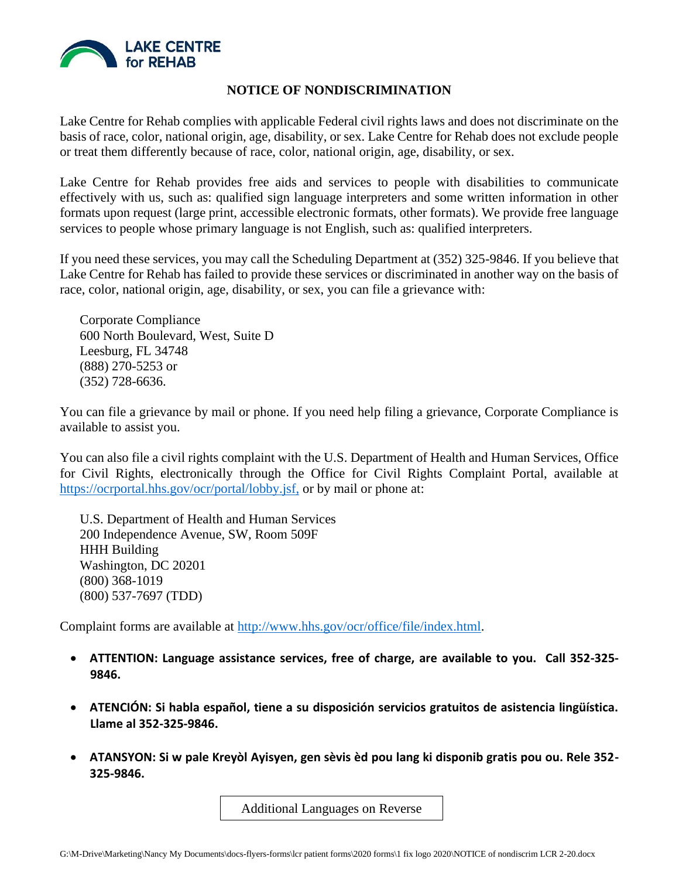LAKE CENTRE for REHAB

## NOTICE OF NONDISCRIMINATION

Lake Centre for Rehab complies with applicable Federal civil rights laws and does not discriminate on the basis of race, color, national origin, age, disability, or sex. Lake Centre for Rehab does not exclude people or treat them differently because of race, color, national origin, age, disability, or sex.

Lake Centre for Rehab provides free aids and services to people with disabilities to communicate effectively with us, such as: qualified sign language interpreters and some written information in other formats upon request (large print, accessible electronic formats, other formats). We provide free language services to people whose primary language is not English, such as: qualified interpreters.

If you need these services, you may call the Scheduling Department at (352) 325-9846. If you believe that Lake Centre for Rehab has failed to provide these services or discriminated in another way on the basis of race, color, national origin, age, disability, or sex, you can file a grievance with:

Corporate Compliance
600 North Boulevard, West, Suite D
Leesburg, FL 34748
(888) 270-5253 or
(352) 728-6636.

You can file a grievance by mail or phone. If you need help filing a grievance, Corporate Compliance is available to assist you.

You can also file a civil rights complaint with the U.S. Department of Health and Human Services, Office for Civil Rights, electronically through the Office for Civil Rights Complaint Portal, available at https://ocrportal.hhs.gov/ocr/portal/lobby.jsf, or by mail or phone at:

U.S. Department of Health and Human Services
200 Independence Avenue, SW, Room 509F
HHH Building
Washington, DC 20201
(800) 368-1019
(800) 537-7697 (TDD)

Complaint forms are available at http://www.hhs.gov/ocr/office/file/index.html.

- **ATTENTION: Language assistance services, free of charge, are available to you. Call 352-325-9846.**
- **ATENCIÓN: Si habla español, tiene a su disposición servicios gratuitos de asistencia lingüística. Llame al 352-325-9846.**
- **ATANSYON: Si w pale Kreyòl Ayisyen, gen sèvis èd pou lang ki disponib gratis pou ou. Rele 352-325-9846.**

Additional Languages on Reverse

G:\M-Drive\Marketing\Nancy My Documents\docs-flyers-forms\lcr patient forms\2020 forms\1 fix logo 2020\NOTICE of nondiscrim LCR 2-20.docx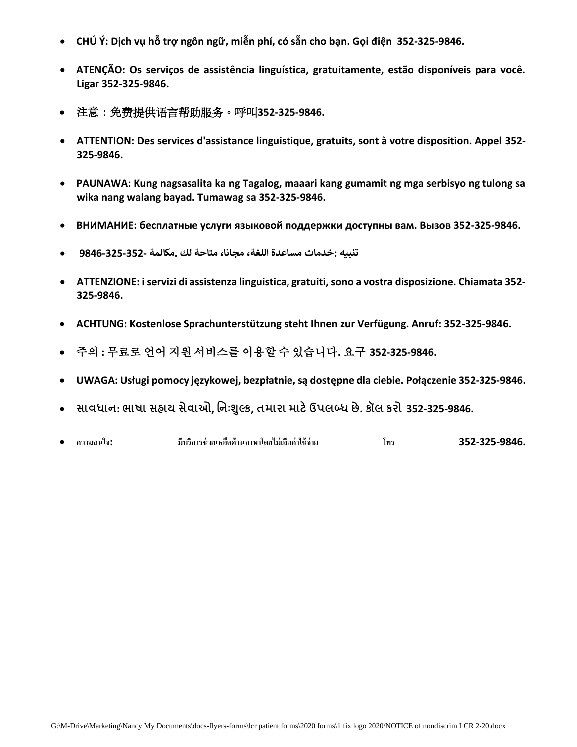- **CHÚ Ý: Dịch vụ hỗ trợ ngôn ngữ, miễn phí, có sẵn cho bạn. Gọi điện 352-325-9846.**
- **ATENÇÃO: Os serviços de assistência linguística, gratuitamente, estão disponíveis para você. Ligar 352-325-9846.**
- 注意：免费提供语言帮助服务。呼叫**352-325-9846.**
- **ATTENTION: Des services d'assistance linguistique, gratuits, sont à votre disposition. Appel 352-325-9846.**
- **PAUNAWA: Kung nagsasalita ka ng Tagalog, maaari kang gumamit ng mga serbisyo ng tulong sa wika nang walang bayad. Tumawag sa 352-325-9846.**
- **ВНИМАНИЕ: бесплатные услуги языковой поддержки доступны вам. Вызов 352-325-9846.**
- **تنبيه :خدمات مساعدة اللغة، مجانا، متاحة لك .مكالمة -352-325-9846**
- **ATTENZIONE: i servizi di assistenza linguistica, gratuiti, sono a vostra disposizione. Chiamata 352-325-9846.**
- **ACHTUNG: Kostenlose Sprachunterstützung steht Ihnen zur Verfügung. Anruf: 352-325-9846.**
- 주의 : 무료로 언어 지원 서비스를 이용할 수 있습니다. 요구 **352-325-9846.**
- **UWAGA: Usługi pomocy językowej, bezpłatnie, są dostępne dla ciebie. Połączenie 352-325-9846.**
- સાવધાન: ભાષા સહાય સેવાઓ, નિઃશુલ્ક, તમારા માટે ઉપલબ્ધ છે. કૉલ કરો **352-325-9846.**
- ความสนใจ**:** มีบริการช่วยเหลือด้านภาษาโดยไม่เสียค่าใช้จ่าย โทร **352-325-9846.**

G:\M-Drive\Marketing\Nancy My Documents\docs-flyers-forms\lcr patient forms\2020 forms\1 fix logo 2020\NOTICE of nondiscrim LCR 2-20.docx